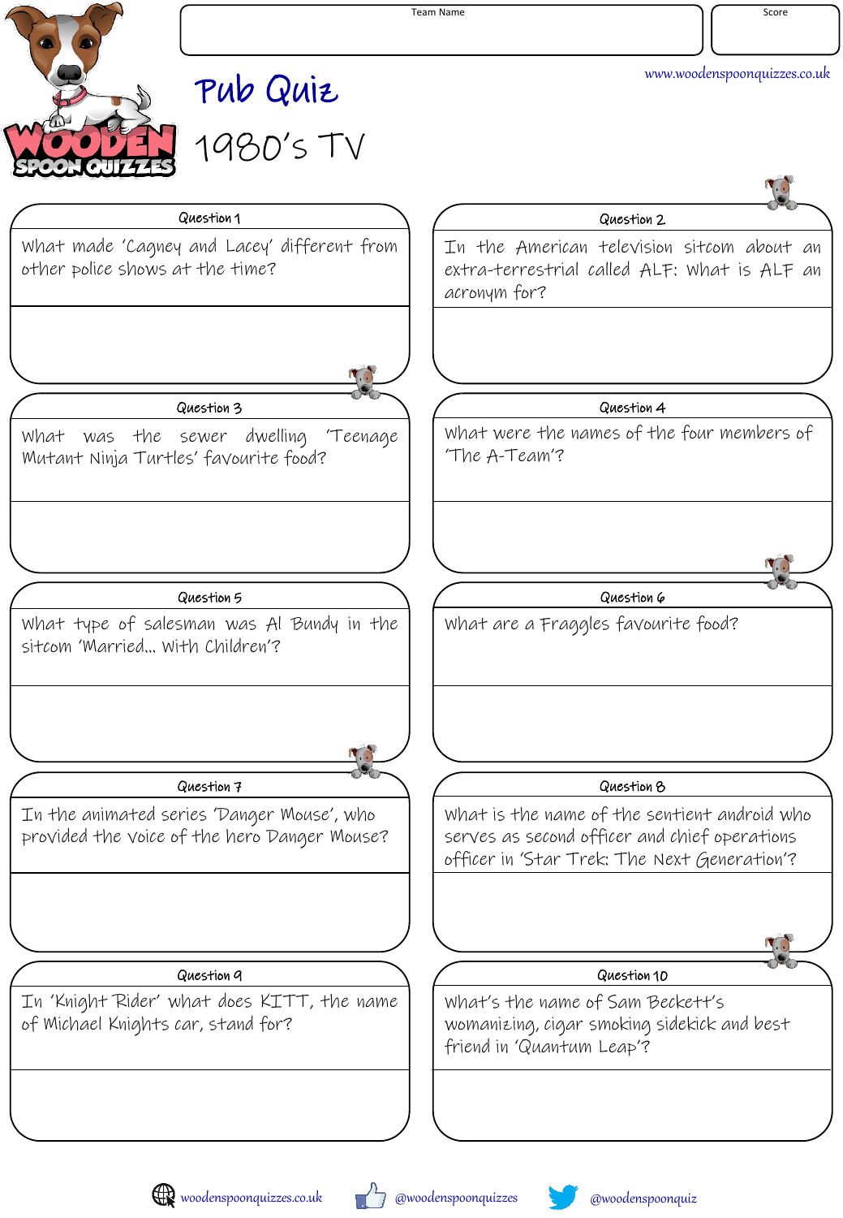Team Name

Score

www.woodenspoonquizzes.co.uk

# Pub Quiz

## 1980's TV

**Question 1**

What made 'Cagney and Lacey' different from other police shows at the time?

**Question 2**

In the American television sitcom about an extra-terrestrial called ALF: What is ALF an acronym for?

**Question 3**

What was the sewer dwelling 'Teenage Mutant Ninja Turtles' favourite food?

**Question 4**

What were the names of the four members of 'The A-Team'?

**Question 5**

What type of salesman was Al Bundy in the sitcom 'Married... With Children'?

**Question 6**

What are a Fraggles favourite food?

**Question 7**

In the animated series 'Danger Mouse', who provided the voice of the hero Danger Mouse?

**Question 8**

What is the name of the sentient android who serves as second officer and chief operations officer in 'Star Trek: The Next Generation'?

**Question 9**

In 'Knight Rider' what does KITT, the name of Michael Knights car, stand for?

**Question 10**

What's the name of Sam Beckett's womanizing, cigar smoking sidekick and best friend in 'Quantum Leap'?

woodenspoonquizzes.co.uk @woodenspoonquizzes @woodenspoonquiz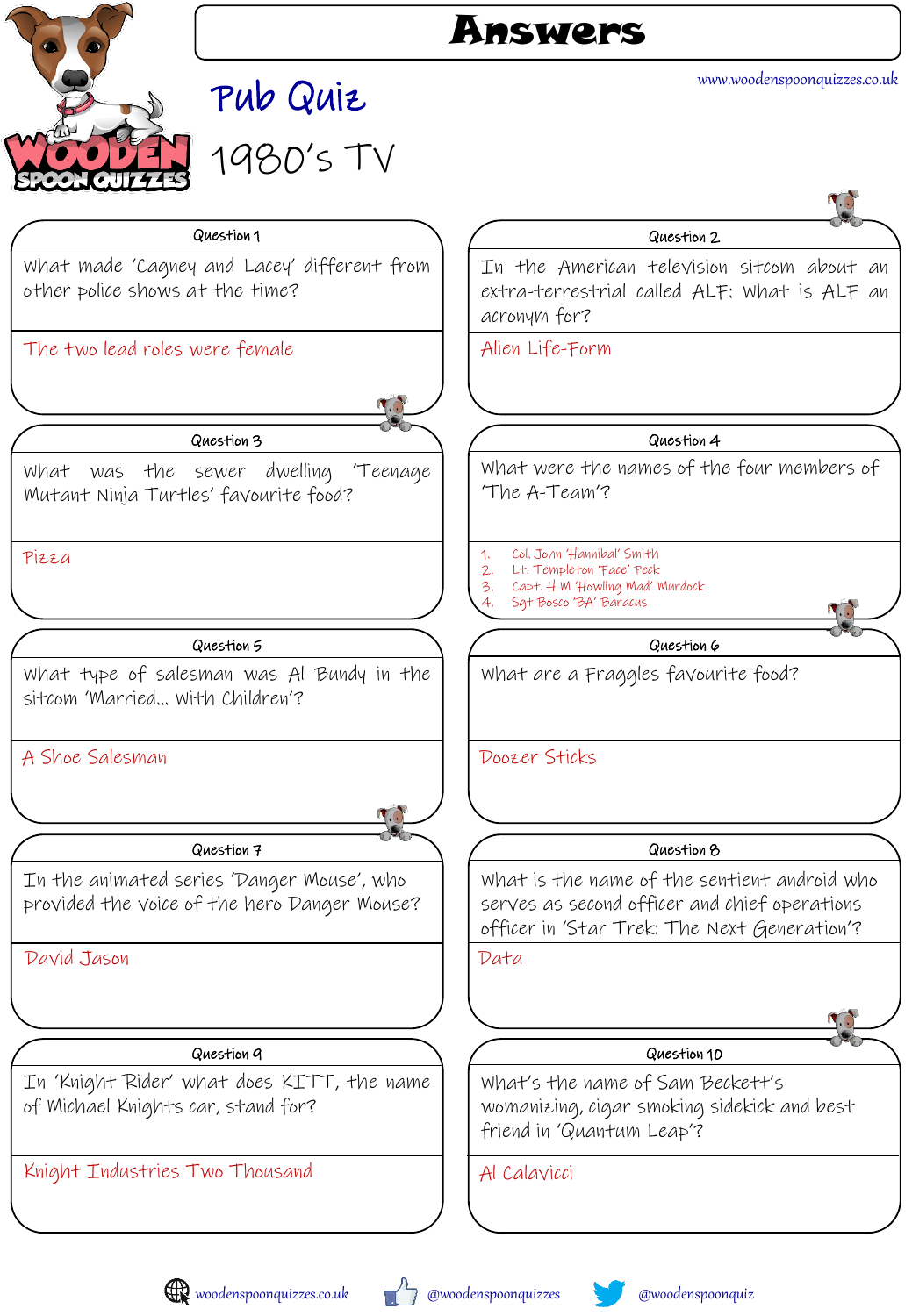# Answers

www.woodenspoonquizzes.co.uk

## Pub Quiz

## 1980's TV

### Question 1

What made 'Cagney and Lacey' different from other police shows at the time?

The two lead roles were female

### Question 2

In the American television sitcom about an extra-terrestrial called ALF: What is ALF an acronym for?

Alien Life-Form

### Question 3

What was the sewer dwelling 'Teenage Mutant Ninja Turtles' favourite food?

Pizza

### Question 4

What were the names of the four members of 'The A-Team'?

1. Col. John 'Hannibal' Smith
2. Lt. Templeton 'Face' Peck
3. Capt. H M 'Howling Mad' Murdock
4. Sgt Bosco 'BA' Baracus

### Question 5

What type of salesman was Al Bundy in the sitcom 'Married... With Children'?

A Shoe Salesman

### Question 6

What are a Fraggles favourite food?

Doozer Sticks

### Question 7

In the animated series 'Danger Mouse', who provided the voice of the hero Danger Mouse?

David Jason

### Question 8

What is the name of the sentient android who serves as second officer and chief operations officer in 'Star Trek: The Next Generation'?

Data

### Question 9

In 'Knight Rider' what does KITT, the name of Michael Knights car, stand for?

Knight Industries Two Thousand

### Question 10

What's the name of Sam Beckett's womanizing, cigar smoking sidekick and best friend in 'Quantum Leap'?

Al Calavicci

woodenspoonquizzes.co.uk @woodenspoonquizzes @woodenspoonquiz